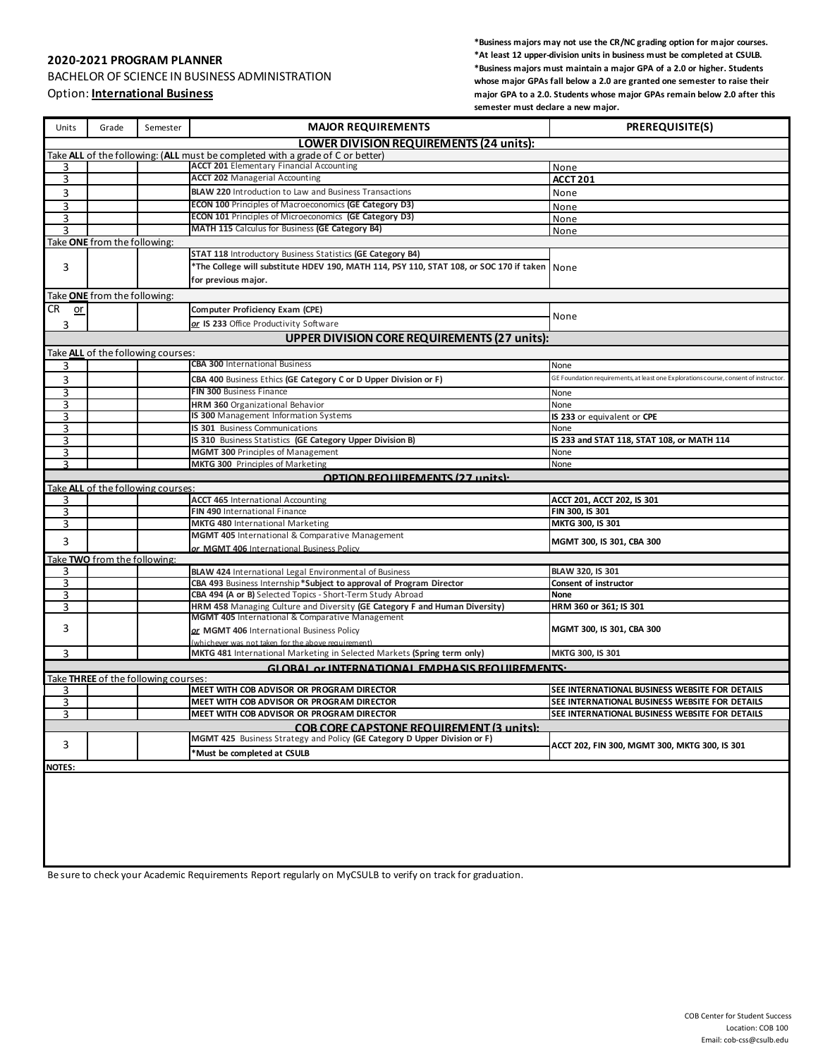**2020-2021 PROGRAM PLANNER**

BACHELOR OF SCIENCE IN BUSINESS ADMINISTRATION

Option: **International Business**

**\*Business majors may not use the CR/NC grading option for major courses.**
**\*At least 12 upper-division units in business must be completed at CSULB.**
**\*Business majors must maintain a major GPA of a 2.0 or higher. Students whose major GPAs fall below a 2.0 are granted one semester to raise their major GPA to a 2.0. Students whose major GPAs remain below 2.0 after this semester must declare a new major.**

| Units | Grade | Semester | MAJOR REQUIREMENTS | PREREQUISITE(S) |
|---|---|---|---|---|
| | | | **LOWER DIVISION REQUIREMENTS (24 units):** | |
| Take **ALL** of the following: (**ALL** must be completed with a grade of C or better) | | | | |
| 3 | | | **ACCT 201** Elementary Financial Accounting | None |
| 3 | | | **ACCT 202** Managerial Accounting | **ACCT 201** |
| 3 | | | **BLAW 220** Introduction to Law and Business Transactions | None |
| 3 | | | **ECON 100** Principles of Macroeconomics **(GE Category D3)** | None |
| 3 | | | **ECON 101** Principles of Microeconomics **(GE Category D3)** | None |
| 3 | | | **MATH 115** Calculus for Business **(GE Category B4)** | None |
| Take **ONE** from the following: | | | | |
| 3 | | | **STAT 118** Introductory Business Statistics **(GE Category B4)** **\*The College will substitute HDEV 190, MATH 114, PSY 110, STAT 108, or SOC 170 if taken for previous major.** | None |
| Take **ONE** from the following: | | | | |
| CR or 3 | | | **Computer Proficiency Exam (CPE)** *or* **IS 233** Office Productivity Software | None |
| | | | **UPPER DIVISION CORE REQUIREMENTS (27 units):** | |
| Take **ALL** of the following courses: | | | | |
| 3 | | | **CBA 300** International Business | None |
| 3 | | | **CBA 400** Business Ethics **(GE Category C or D Upper Division or F)** | GE Foundation requirements, at least one Explorations course, consent of instructor. |
| 3 | | | **FIN 300** Business Finance | None |
| 3 | | | **HRM 360** Organizational Behavior | None |
| 3 | | | **IS 300** Management Information Systems | **IS 233** or equivalent or **CPE** |
| 3 | | | **IS 301** Business Communications | None |
| 3 | | | **IS 310** Business Statistics **(GE Category Upper Division B)** | **IS 233 and STAT 118, STAT 108, or MATH 114** |
| 3 | | | **MGMT 300** Principles of Management | None |
| 3 | | | **MKTG 300** Principles of Marketing | None |
| | | | **OPTION REQUIREMENTS (27 units):** | |
| Take **ALL** of the following courses: | | | | |
| 3 | | | **ACCT 465** International Accounting | **ACCT 201, ACCT 202, IS 301** |
| 3 | | | **FIN 490** International Finance | **FIN 300, IS 301** |
| 3 | | | **MKTG 480** International Marketing | **MKTG 300, IS 301** |
| 3 | | | **MGMT 405** International & Comparative Management *or* **MGMT 406** International Business Policy | **MGMT 300, IS 301, CBA 300** |
| Take **TWO** from the following: | | | | |
| 3 | | | **BLAW 424** International Legal Environmental of Business | **BLAW 320, IS 301** |
| 3 | | | **CBA 493** Business Internship **\*Subject to approval of Program Director** | **Consent of instructor** |
| 3 | | | **CBA 494 (A or B)** Selected Topics - Short-Term Study Abroad | **None** |
| 3 | | | **HRM 458** Managing Culture and Diversity **(GE Category F and Human Diversity)** | **HRM 360 or 361; IS 301** |
| 3 | | | **MGMT 405** International & Comparative Management *or* **MGMT 406** International Business Policy (whichever was not taken for the above requirement) | **MGMT 300, IS 301, CBA 300** |
| 3 | | | **MKTG 481** International Marketing in Selected Markets **(Spring term only)** | **MKTG 300, IS 301** |
| | | | **GLOBAL or INTERNATIONAL EMPHASIS REQUIREMENTS:** | |
| Take **THREE** of the following courses: | | | | |
| 3 | | | **MEET WITH COB ADVISOR OR PROGRAM DIRECTOR** | **SEE INTERNATIONAL BUSINESS WEBSITE FOR DETAILS** |
| 3 | | | **MEET WITH COB ADVISOR OR PROGRAM DIRECTOR** | **SEE INTERNATIONAL BUSINESS WEBSITE FOR DETAILS** |
| 3 | | | **MEET WITH COB ADVISOR OR PROGRAM DIRECTOR** | **SEE INTERNATIONAL BUSINESS WEBSITE FOR DETAILS** |
| | | | **COB CORE CAPSTONE REQUIREMENT (3 units):** | |
| 3 | | | **MGMT 425** Business Strategy and Policy **(GE Category D Upper Division or F)** **\*Must be completed at CSULB** | **ACCT 202, FIN 300, MGMT 300, MKTG 300, IS 301** |

**NOTES:**

Be sure to check your Academic Requirements Report regularly on MyCSULB to verify on track for graduation.

COB Center for Student Success
Location: COB 100
Email: cob-css@csulb.edu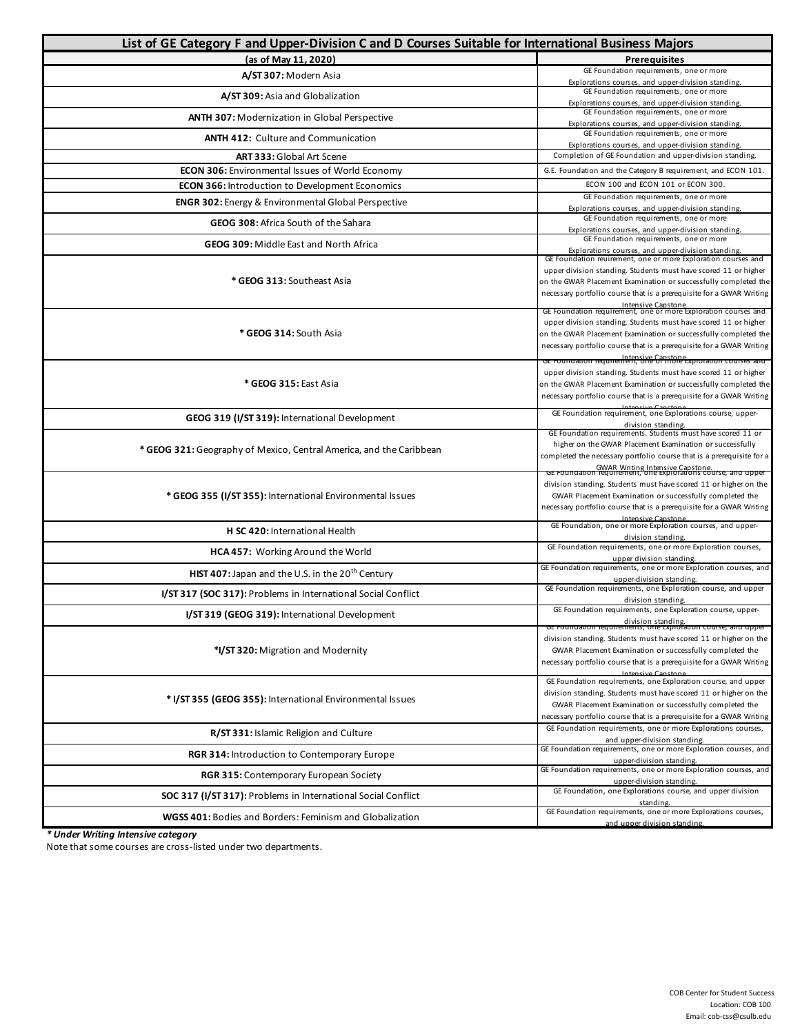| List of GE Category F and Upper-Division C and D Courses Suitable for International Business Majors | |
|---|---|
| (as of May 11, 2020) | Prerequisites |
| **A/ST 307:** Modern Asia | GE Foundation requirements, one or more Explorations courses, and upper-division standing. |
| **A/ST 309:** Asia and Globalization | GE Foundation requirements, one or more Explorations courses, and upper-division standing. |
| **ANTH 307:** Modernization in Global Perspective | GE Foundation requirements, one or more Explorations courses, and upper-division standing. |
| **ANTH 412:** Culture and Communication | GE Foundation requirements, one or more Explorations courses, and upper-division standing. |
| **ART 333:** Global Art Scene | Completion of GE Foundation and upper-division standing. |
| **ECON 306:** Environmental Issues of World Economy | G.E. Foundation and the Category B requirement, and ECON 101. |
| **ECON 366:** Introduction to Development Economics | ECON 100 and ECON 101 or ECON 300. |
| **ENGR 302:** Energy & Environmental Global Perspective | GE Foundation requirements, one or more Explorations courses, and upper-division standing. |
| **GEOG 308:** Africa South of the Sahara | GE Foundation requirements, one or more Explorations courses, and upper-division standing. |
| **GEOG 309:** Middle East and North Africa | GE Foundation requirements, one or more Explorations courses, and upper-division standing. |
| * **GEOG 313:** Southeast Asia | GE Foundation reuirement, one or more Exploration courses and upper division standing. Students must have scored 11 or higher on the GWAR Placement Examination or successfully completed the necessary portfolio course that is a prerequisite for a GWAR Writing Intensive Capstone. |
| * **GEOG 314:** South Asia | GE Foundation requirement, one or more Exploration courses and upper division standing. Students must have scored 11 or higher on the GWAR Placement Examination or successfully completed the necessary portfolio course that is a prerequisite for a GWAR Writing Intensive Capstone. |
| * **GEOG 315:** East Asia | GE Foundation requirement, one or more Exploration courses and upper division standing. Students must have scored 11 or higher on the GWAR Placement Examination or successfully completed the necessary portfolio course that is a prerequisite for a GWAR Writing Intensive Capstone. |
| **GEOG 319 (I/ST 319):** International Development | GE Foundation requirement, one Explorations course, upper-division standing. |
| * **GEOG 321:** Geography of Mexico, Central America, and the Caribbean | GE Foundation requirements. Students must have scored 11 or higher on the GWAR Placement Examination or successfully completed the necessary portfolio course that is a prerequisite for a GWAR Writing Intensive Capstone. |
| * **GEOG 355 (I/ST 355):** International Environmental Issues | GE Foundation requirement, one Explorations course, and upper division standing. Students must have scored 11 or higher on the GWAR Placement Examination or successfully completed the necessary portfolio course that is a prerequisite for a GWAR Writing Intensive Capstone. |
| **H SC 420:** International Health | GE Foundation, one or more Exploration courses, and upper-division standing. |
| **HCA 457:** Working Around the World | GE Foundation requirements, one or more Exploration courses, upper division standing. |
| **HIST 407:** Japan and the U.S. in the 20th Century | GE Foundation requirements, one or more Exploration courses, and upper-division standing. |
| **I/ST 317 (SOC 317):** Problems in International Social Conflict | GE Foundation requirements, one Exploration course, and upper division standing. |
| **I/ST 319 (GEOG 319):** International Development | GE Foundation requirements, one Exploration course, upper-division standing. |
| ***I/ST 320:** Migration and Modernity | GE Foundation requirements, one Exploration course, and upper division standing. Students must have scored 11 or higher on the GWAR Placement Examination or successfully completed the necessary portfolio course that is a prerequisite for a GWAR Writing Intensive Capstone. |
| * **I/ST 355 (GEOG 355):** International Environmental Issues | GE Foundation requirements, one Exploration course, and upper division standing. Students must have scored 11 or higher on the GWAR Placement Examination or successfully completed the necessary portfolio course that is a prerequisite for a GWAR Writing |
| **R/ST 331:** Islamic Religion and Culture | GE Foundation requirements, one or more Explorations courses, and upper-division standing. |
| **RGR 314:** Introduction to Contemporary Europe | GE Foundation requirements, one or more Exploration courses, and upper-division standing. |
| **RGR 315:** Contemporary European Society | GE Foundation requirements, one or more Exploration courses, and upper-division standing. |
| **SOC 317 (I/ST 317):** Problems in International Social Conflict | GE Foundation, one Explorations course, and upper division standing. |
| **WGSS 401:** Bodies and Borders: Feminism and Globalization | GE Foundation requirements, one or more Explorations courses, and upper division standing. |

***\* Under Writing Intensive category***

Note that some courses are cross-listed under two departments.

COB Center for Student Success
Location: COB 100
Email: cob-css@csulb.edu